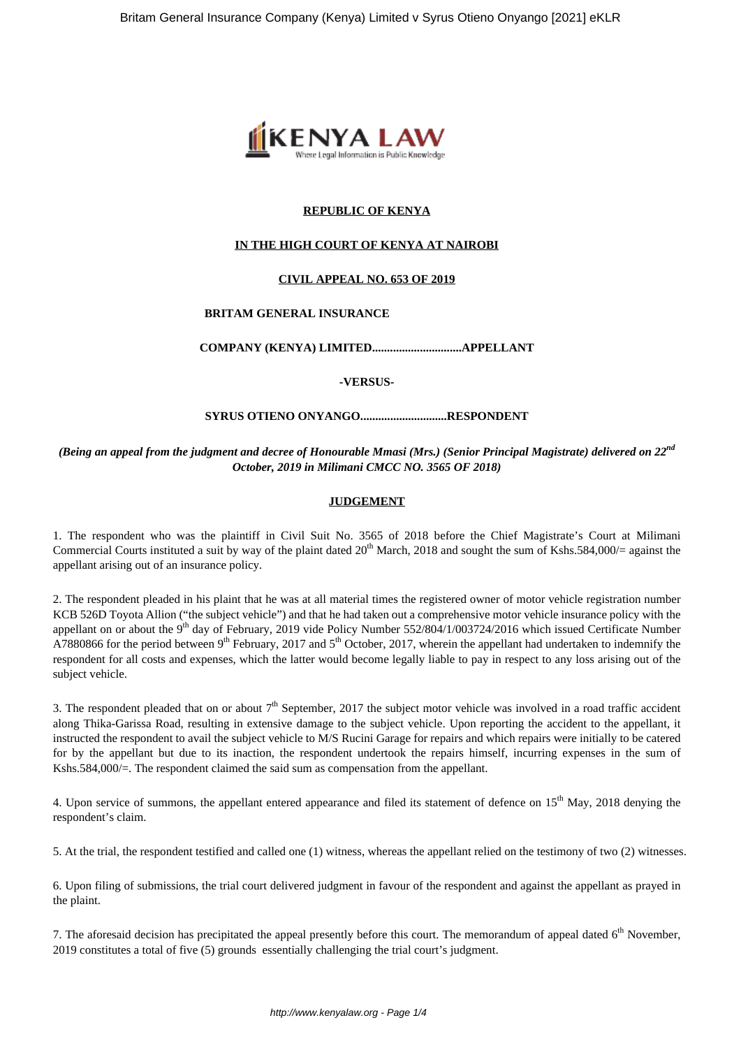**REPUBLIC OF KENYA**

**IN THE HIGH COURT OF KENYA AT NAIROBI**

**CIVIL APPEAL NO. 653 OF 2019**

**BRITAM GENERAL INSURANCE COMPANY (KENYA) LIMITED..............................APPELLANT**

**-VERSUS-**

**SYRUS OTIENO ONYANGO.............................RESPONDENT**

***(Being an appeal from the judgment and decree of Honourable Mmasi (Mrs.) (Senior Principal Magistrate) delivered on 22nd October, 2019 in Milimani CMCC NO. 3565 OF 2018)***

**JUDGEMENT**

1. The respondent who was the plaintiff in Civil Suit No. 3565 of 2018 before the Chief Magistrate's Court at Milimani Commercial Courts instituted a suit by way of the plaint dated 20th March, 2018 and sought the sum of Kshs.584,000/= against the appellant arising out of an insurance policy.

2. The respondent pleaded in his plaint that he was at all material times the registered owner of motor vehicle registration number KCB 526D Toyota Allion ("the subject vehicle") and that he had taken out a comprehensive motor vehicle insurance policy with the appellant on or about the 9th day of February, 2019 vide Policy Number 552/804/1/003724/2016 which issued Certificate Number A7880866 for the period between 9th February, 2017 and 5th October, 2017, wherein the appellant had undertaken to indemnify the respondent for all costs and expenses, which the latter would become legally liable to pay in respect to any loss arising out of the subject vehicle.

3. The respondent pleaded that on or about 7th September, 2017 the subject motor vehicle was involved in a road traffic accident along Thika-Garissa Road, resulting in extensive damage to the subject vehicle. Upon reporting the accident to the appellant, it instructed the respondent to avail the subject vehicle to M/S Rucini Garage for repairs and which repairs were initially to be catered for by the appellant but due to its inaction, the respondent undertook the repairs himself, incurring expenses in the sum of Kshs.584,000/=. The respondent claimed the said sum as compensation from the appellant.

4. Upon service of summons, the appellant entered appearance and filed its statement of defence on 15th May, 2018 denying the respondent's claim.

5. At the trial, the respondent testified and called one (1) witness, whereas the appellant relied on the testimony of two (2) witnesses.

6. Upon filing of submissions, the trial court delivered judgment in favour of the respondent and against the appellant as prayed in the plaint.

7. The aforesaid decision has precipitated the appeal presently before this court. The memorandum of appeal dated 6th November, 2019 constitutes a total of five (5) grounds essentially challenging the trial court's judgment.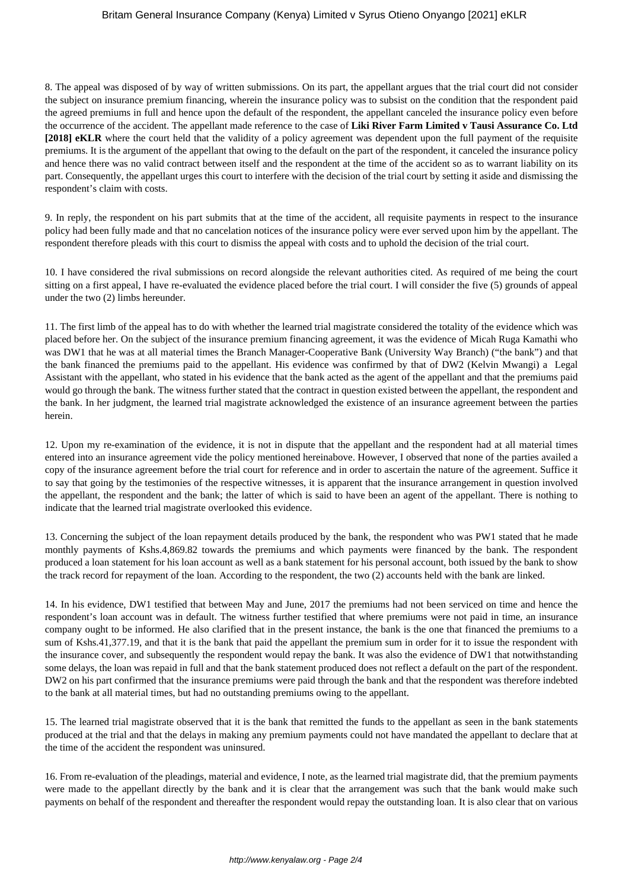8. The appeal was disposed of by way of written submissions. On its part, the appellant argues that the trial court did not consider the subject on insurance premium financing, wherein the insurance policy was to subsist on the condition that the respondent paid the agreed premiums in full and hence upon the default of the respondent, the appellant canceled the insurance policy even before the occurrence of the accident. The appellant made reference to the case of **Liki River Farm Limited v Tausi Assurance Co. Ltd [2018] eKLR** where the court held that the validity of a policy agreement was dependent upon the full payment of the requisite premiums. It is the argument of the appellant that owing to the default on the part of the respondent, it canceled the insurance policy and hence there was no valid contract between itself and the respondent at the time of the accident so as to warrant liability on its part. Consequently, the appellant urges this court to interfere with the decision of the trial court by setting it aside and dismissing the respondent's claim with costs.

9. In reply, the respondent on his part submits that at the time of the accident, all requisite payments in respect to the insurance policy had been fully made and that no cancelation notices of the insurance policy were ever served upon him by the appellant. The respondent therefore pleads with this court to dismiss the appeal with costs and to uphold the decision of the trial court.

10. I have considered the rival submissions on record alongside the relevant authorities cited. As required of me being the court sitting on a first appeal, I have re-evaluated the evidence placed before the trial court. I will consider the five (5) grounds of appeal under the two (2) limbs hereunder.

11. The first limb of the appeal has to do with whether the learned trial magistrate considered the totality of the evidence which was placed before her. On the subject of the insurance premium financing agreement, it was the evidence of Micah Ruga Kamathi who was DW1 that he was at all material times the Branch Manager-Cooperative Bank (University Way Branch) ("the bank") and that the bank financed the premiums paid to the appellant. His evidence was confirmed by that of DW2 (Kelvin Mwangi) a Legal Assistant with the appellant, who stated in his evidence that the bank acted as the agent of the appellant and that the premiums paid would go through the bank. The witness further stated that the contract in question existed between the appellant, the respondent and the bank. In her judgment, the learned trial magistrate acknowledged the existence of an insurance agreement between the parties herein.

12. Upon my re-examination of the evidence, it is not in dispute that the appellant and the respondent had at all material times entered into an insurance agreement vide the policy mentioned hereinabove. However, I observed that none of the parties availed a copy of the insurance agreement before the trial court for reference and in order to ascertain the nature of the agreement. Suffice it to say that going by the testimonies of the respective witnesses, it is apparent that the insurance arrangement in question involved the appellant, the respondent and the bank; the latter of which is said to have been an agent of the appellant. There is nothing to indicate that the learned trial magistrate overlooked this evidence.

13. Concerning the subject of the loan repayment details produced by the bank, the respondent who was PW1 stated that he made monthly payments of Kshs.4,869.82 towards the premiums and which payments were financed by the bank. The respondent produced a loan statement for his loan account as well as a bank statement for his personal account, both issued by the bank to show the track record for repayment of the loan. According to the respondent, the two (2) accounts held with the bank are linked.

14. In his evidence, DW1 testified that between May and June, 2017 the premiums had not been serviced on time and hence the respondent's loan account was in default. The witness further testified that where premiums were not paid in time, an insurance company ought to be informed. He also clarified that in the present instance, the bank is the one that financed the premiums to a sum of Kshs.41,377.19, and that it is the bank that paid the appellant the premium sum in order for it to issue the respondent with the insurance cover, and subsequently the respondent would repay the bank. It was also the evidence of DW1 that notwithstanding some delays, the loan was repaid in full and that the bank statement produced does not reflect a default on the part of the respondent. DW2 on his part confirmed that the insurance premiums were paid through the bank and that the respondent was therefore indebted to the bank at all material times, but had no outstanding premiums owing to the appellant.

15. The learned trial magistrate observed that it is the bank that remitted the funds to the appellant as seen in the bank statements produced at the trial and that the delays in making any premium payments could not have mandated the appellant to declare that at the time of the accident the respondent was uninsured.

16. From re-evaluation of the pleadings, material and evidence, I note, as the learned trial magistrate did, that the premium payments were made to the appellant directly by the bank and it is clear that the arrangement was such that the bank would make such payments on behalf of the respondent and thereafter the respondent would repay the outstanding loan. It is also clear that on various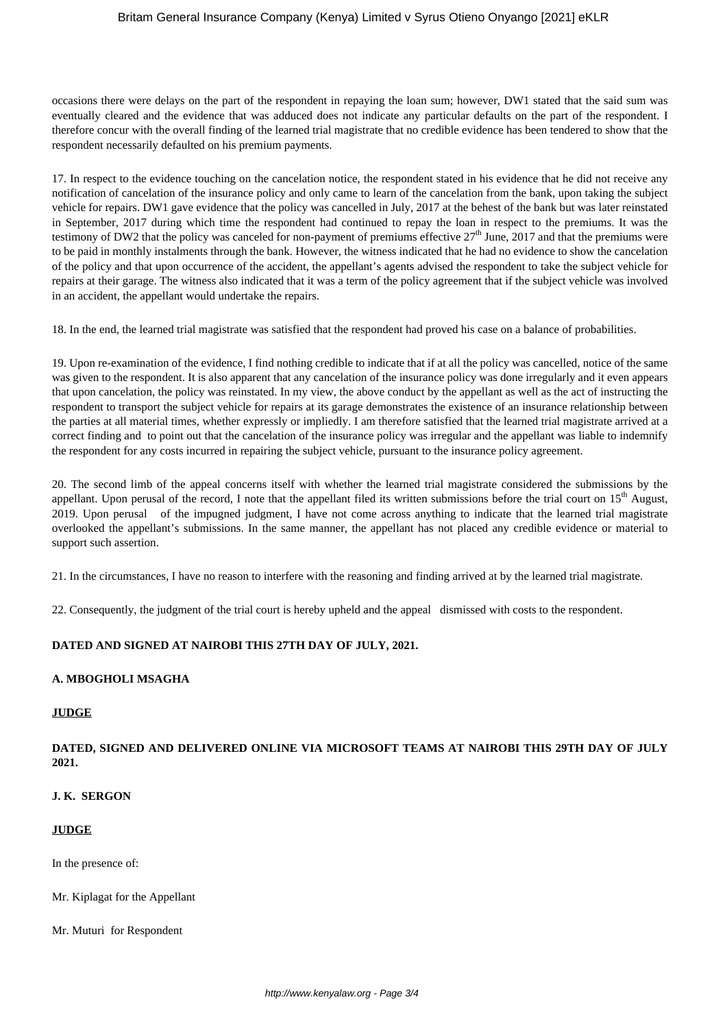occasions there were delays on the part of the respondent in repaying the loan sum; however, DW1 stated that the said sum was eventually cleared and the evidence that was adduced does not indicate any particular defaults on the part of the respondent. I therefore concur with the overall finding of the learned trial magistrate that no credible evidence has been tendered to show that the respondent necessarily defaulted on his premium payments.

17. In respect to the evidence touching on the cancelation notice, the respondent stated in his evidence that he did not receive any notification of cancelation of the insurance policy and only came to learn of the cancelation from the bank, upon taking the subject vehicle for repairs. DW1 gave evidence that the policy was cancelled in July, 2017 at the behest of the bank but was later reinstated in September, 2017 during which time the respondent had continued to repay the loan in respect to the premiums. It was the testimony of DW2 that the policy was canceled for non-payment of premiums effective 27th June, 2017 and that the premiums were to be paid in monthly instalments through the bank. However, the witness indicated that he had no evidence to show the cancelation of the policy and that upon occurrence of the accident, the appellant's agents advised the respondent to take the subject vehicle for repairs at their garage. The witness also indicated that it was a term of the policy agreement that if the subject vehicle was involved in an accident, the appellant would undertake the repairs.

18. In the end, the learned trial magistrate was satisfied that the respondent had proved his case on a balance of probabilities.

19. Upon re-examination of the evidence, I find nothing credible to indicate that if at all the policy was cancelled, notice of the same was given to the respondent. It is also apparent that any cancelation of the insurance policy was done irregularly and it even appears that upon cancelation, the policy was reinstated. In my view, the above conduct by the appellant as well as the act of instructing the respondent to transport the subject vehicle for repairs at its garage demonstrates the existence of an insurance relationship between the parties at all material times, whether expressly or impliedly. I am therefore satisfied that the learned trial magistrate arrived at a correct finding and to point out that the cancelation of the insurance policy was irregular and the appellant was liable to indemnify the respondent for any costs incurred in repairing the subject vehicle, pursuant to the insurance policy agreement.

20. The second limb of the appeal concerns itself with whether the learned trial magistrate considered the submissions by the appellant. Upon perusal of the record, I note that the appellant filed its written submissions before the trial court on 15th August, 2019. Upon perusal of the impugned judgment, I have not come across anything to indicate that the learned trial magistrate overlooked the appellant's submissions. In the same manner, the appellant has not placed any credible evidence or material to support such assertion.

21. In the circumstances, I have no reason to interfere with the reasoning and finding arrived at by the learned trial magistrate.

22. Consequently, the judgment of the trial court is hereby upheld and the appeal dismissed with costs to the respondent.

**DATED AND SIGNED AT NAIROBI THIS 27TH DAY OF JULY, 2021.**

**A. MBOGHOLI MSAGHA**

**JUDGE**

**DATED, SIGNED AND DELIVERED ONLINE VIA MICROSOFT TEAMS AT NAIROBI THIS 29TH DAY OF JULY 2021.**

**J. K. SERGON**

**JUDGE**

In the presence of:

Mr. Kiplagat for the Appellant

Mr. Muturi for Respondent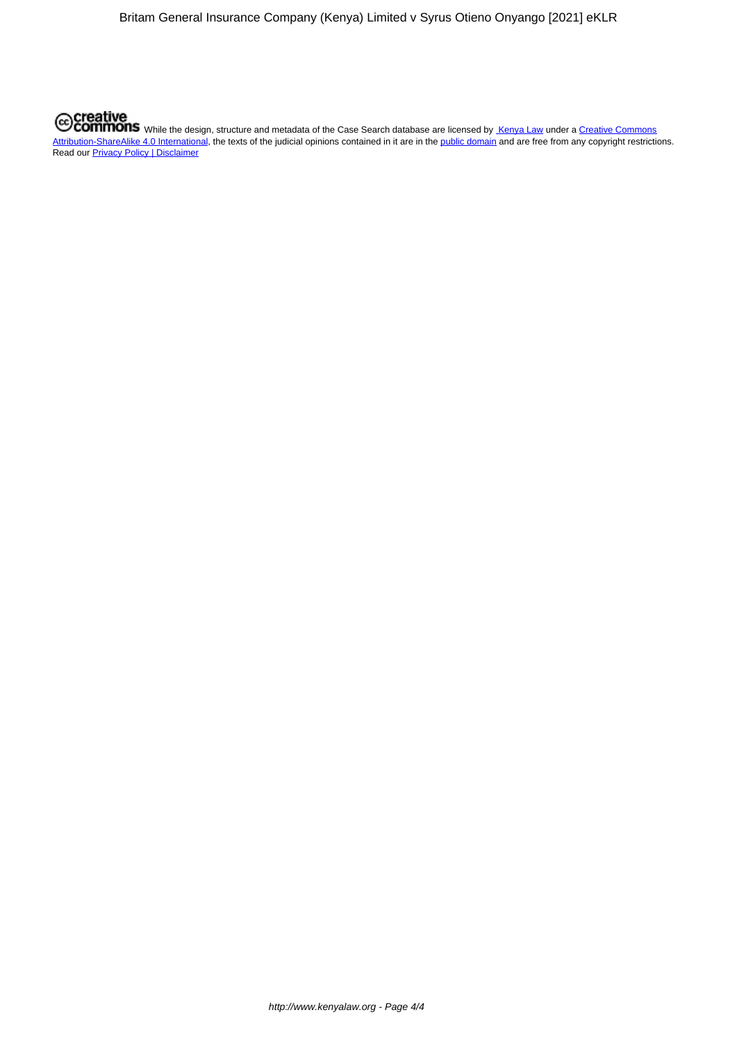While the design, structure and metadata of the Case Search database are licensed by Kenya Law under a Creative Commons Attribution-ShareAlike 4.0 International, the texts of the judicial opinions contained in it are in the public domain and are free from any copyright restrictions. Read our Privacy Policy | Disclaimer